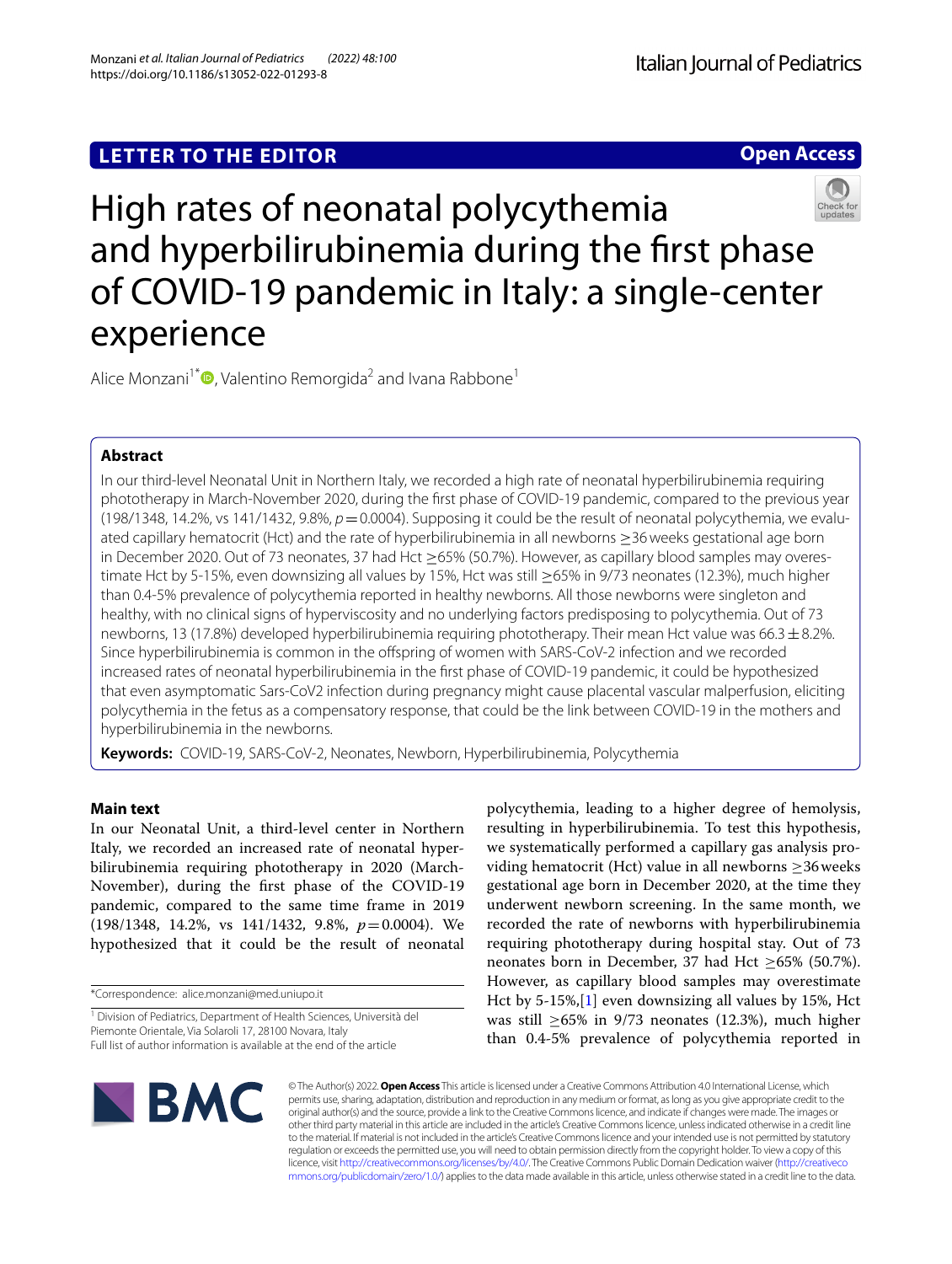**LETTER TO THE EDITOR** **Open Access**

# High rates of neonatal polycythemia and hyperbilirubinemia during the first phase of COVID-19 pandemic in Italy: a single-center experience

Alice Monzani[1*], Valentino Remorgida[2] and Ivana Rabbone[1]

## Abstract

In our third-level Neonatal Unit in Northern Italy, we recorded a high rate of neonatal hyperbilirubinemia requiring phototherapy in March-November 2020, during the first phase of COVID-19 pandemic, compared to the previous year (198/1348, 14.2%, vs 141/1432, 9.8%, $p = 0.0004$). Supposing it could be the result of neonatal polycythemia, we evaluated capillary hematocrit (Hct) and the rate of hyperbilirubinemia in all newborns ≥36 weeks gestational age born in December 2020. Out of 73 neonates, 37 had Hct ≥65% (50.7%). However, as capillary blood samples may overestimate Hct by 5-15%, even downsizing all values by 15%, Hct was still ≥65% in 9/73 neonates (12.3%), much higher than 0.4-5% prevalence of polycythemia reported in healthy newborns. All those newborns were singleton and healthy, with no clinical signs of hyperviscosity and no underlying factors predisposing to polycythemia. Out of 73 newborns, 13 (17.8%) developed hyperbilirubinemia requiring phototherapy. Their mean Hct value was 66.3 ± 8.2%. Since hyperbilirubinemia is common in the offspring of women with SARS-CoV-2 infection and we recorded increased rates of neonatal hyperbilirubinemia in the first phase of COVID-19 pandemic, it could be hypothesized that even asymptomatic Sars-CoV2 infection during pregnancy might cause placental vascular malperfusion, eliciting polycythemia in the fetus as a compensatory response, that could be the link between COVID-19 in the mothers and hyperbilirubinemia in the newborns.

**Keywords:** COVID-19, SARS-CoV-2, Neonates, Newborn, Hyperbilirubinemia, Polycythemia

## Main text

In our Neonatal Unit, a third-level center in Northern Italy, we recorded an increased rate of neonatal hyperbilirubinemia requiring phototherapy in 2020 (March-November), during the first phase of the COVID-19 pandemic, compared to the same time frame in 2019 (198/1348, 14.2%, vs 141/1432, 9.8%, $p = 0.0004$). We hypothesized that it could be the result of neonatal polycythemia, leading to a higher degree of hemolysis, resulting in hyperbilirubinemia. To test this hypothesis, we systematically performed a capillary gas analysis providing hematocrit (Hct) value in all newborns ≥36 weeks gestational age born in December 2020, at the time they underwent newborn screening. In the same month, we recorded the rate of newborns with hyperbilirubinemia requiring phototherapy during hospital stay. Out of 73 neonates born in December, 37 had Hct ≥65% (50.7%). However, as capillary blood samples may overestimate Hct by 5-15%,[1] even downsizing all values by 15%, Hct was still ≥65% in 9/73 neonates (12.3%), much higher than 0.4-5% prevalence of polycythemia reported in

*Correspondence: alice.monzani@med.uniupo.it

[1] Division of Pediatrics, Department of Health Sciences, Università del Piemonte Orientale, Via Solaroli 17, 28100 Novara, Italy
Full list of author information is available at the end of the article

© The Author(s) 2022. **Open Access** This article is licensed under a Creative Commons Attribution 4.0 International License, which permits use, sharing, adaptation, distribution and reproduction in any medium or format, as long as you give appropriate credit to the original author(s) and the source, provide a link to the Creative Commons licence, and indicate if changes were made. The images or other third party material in this article are included in the article's Creative Commons licence, unless indicated otherwise in a credit line to the material. If material is not included in the article's Creative Commons licence and your intended use is not permitted by statutory regulation or exceeds the permitted use, you will need to obtain permission directly from the copyright holder. To view a copy of this licence, visit http://creativecommons.org/licenses/by/4.0/. The Creative Commons Public Domain Dedication waiver (http://creativecommons.org/publicdomain/zero/1.0/) applies to the data made available in this article, unless otherwise stated in a credit line to the data.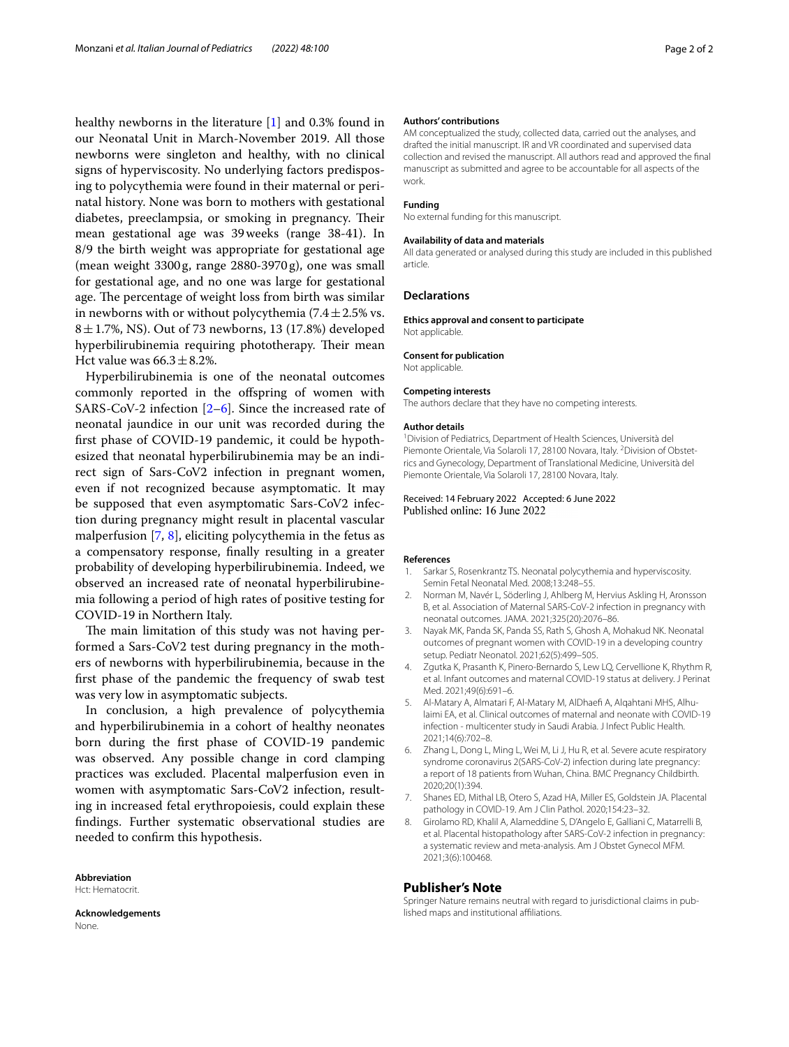healthy newborns in the literature [1] and 0.3% found in our Neonatal Unit in March-November 2019. All those newborns were singleton and healthy, with no clinical signs of hyperviscosity. No underlying factors predisposing to polycythemia were found in their maternal or perinatal history. None was born to mothers with gestational diabetes, preeclampsia, or smoking in pregnancy. Their mean gestational age was 39 weeks (range 38-41). In 8/9 the birth weight was appropriate for gestational age (mean weight 3300 g, range 2880-3970 g), one was small for gestational age, and no one was large for gestational age. The percentage of weight loss from birth was similar in newborns with or without polycythemia ($7.4 \pm 2.5\%$ vs. $8 \pm 1.7\%$, NS). Out of 73 newborns, 13 (17.8%) developed hyperbilirubinemia requiring phototherapy. Their mean Hct value was $66.3 \pm 8.2\%$.

Hyperbilirubinemia is one of the neonatal outcomes commonly reported in the offspring of women with SARS-CoV-2 infection [2–6]. Since the increased rate of neonatal jaundice in our unit was recorded during the first phase of COVID-19 pandemic, it could be hypothesized that neonatal hyperbilirubinemia may be an indirect sign of Sars-CoV2 infection in pregnant women, even if not recognized because asymptomatic. It may be supposed that even asymptomatic Sars-CoV2 infection during pregnancy might result in placental vascular malperfusion [7, 8], eliciting polycythemia in the fetus as a compensatory response, finally resulting in a greater probability of developing hyperbilirubinemia. Indeed, we observed an increased rate of neonatal hyperbilirubinemia following a period of high rates of positive testing for COVID-19 in Northern Italy.

The main limitation of this study was not having performed a Sars-CoV2 test during pregnancy in the mothers of newborns with hyperbilirubinemia, because in the first phase of the pandemic the frequency of swab test was very low in asymptomatic subjects.

In conclusion, a high prevalence of polycythemia and hyperbilirubinemia in a cohort of healthy neonates born during the first phase of COVID-19 pandemic was observed. Any possible change in cord clamping practices was excluded. Placental malperfusion even in women with asymptomatic Sars-CoV2 infection, resulting in increased fetal erythropoiesis, could explain these findings. Further systematic observational studies are needed to confirm this hypothesis.

**Abbreviation**

Hct: Hematocrit.

**Acknowledgements**

None.

**Authors' contributions**

AM conceptualized the study, collected data, carried out the analyses, and drafted the initial manuscript. IR and VR coordinated and supervised data collection and revised the manuscript. All authors read and approved the final manuscript as submitted and agree to be accountable for all aspects of the work.

**Funding**

No external funding for this manuscript.

**Availability of data and materials**

All data generated or analysed during this study are included in this published article.

## Declarations

**Ethics approval and consent to participate**

Not applicable.

**Consent for publication**

Not applicable.

**Competing interests**

The authors declare that they have no competing interests.

**Author details**

[1]Division of Pediatrics, Department of Health Sciences, Università del Piemonte Orientale, Via Solaroli 17, 28100 Novara, Italy. [2]Division of Obstetrics and Gynecology, Department of Translational Medicine, Università del Piemonte Orientale, Via Solaroli 17, 28100 Novara, Italy.

Received: 14 February 2022 Accepted: 6 June 2022
Published online: 16 June 2022

**References**

1. Sarkar S, Rosenkrantz TS. Neonatal polycythemia and hyperviscosity. Semin Fetal Neonatal Med. 2008;13:248–55.
2. Norman M, Navér L, Söderling J, Ahlberg M, Hervius Askling H, Aronsson B, et al. Association of Maternal SARS-CoV-2 infection in pregnancy with neonatal outcomes. JAMA. 2021;325(20):2076–86.
3. Nayak MK, Panda SK, Panda SS, Rath S, Ghosh A, Mohakud NK. Neonatal outcomes of pregnant women with COVID-19 in a developing country setup. Pediatr Neonatol. 2021;62(5):499–505.
4. Zgutka K, Prasanth K, Pinero-Bernardo S, Lew LQ, Cervellione K, Rhythm R, et al. Infant outcomes and maternal COVID-19 status at delivery. J Perinat Med. 2021;49(6):691–6.
5. Al-Matary A, Almatari F, Al-Matary M, AlDhaefi A, Alqahtani MHS, Alhulaimi EA, et al. Clinical outcomes of maternal and neonate with COVID-19 infection - multicenter study in Saudi Arabia. J Infect Public Health. 2021;14(6):702–8.
6. Zhang L, Dong L, Ming L, Wei M, Li J, Hu R, et al. Severe acute respiratory syndrome coronavirus 2(SARS-CoV-2) infection during late pregnancy: a report of 18 patients from Wuhan, China. BMC Pregnancy Childbirth. 2020;20(1):394.
7. Shanes ED, Mithal LB, Otero S, Azad HA, Miller ES, Goldstein JA. Placental pathology in COVID-19. Am J Clin Pathol. 2020;154:23–32.
8. Girolamo RD, Khalil A, Alameddine S, D'Angelo E, Galliani C, Matarrelli B, et al. Placental histopathology after SARS-CoV-2 infection in pregnancy: a systematic review and meta-analysis. Am J Obstet Gynecol MFM. 2021;3(6):100468.

## Publisher's Note

Springer Nature remains neutral with regard to jurisdictional claims in published maps and institutional affiliations.